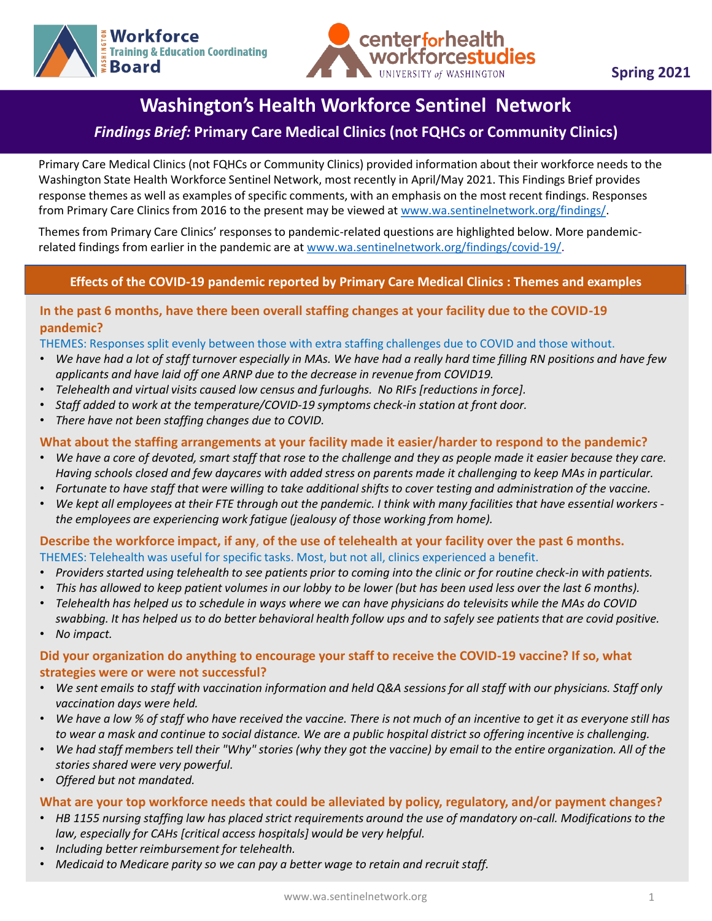Workforce Training & Education Coordinating Board

center for health workforce studies — UNIVERSITY of WASHINGTON

Spring 2021

# Washington's Health Workforce Sentinel Network

## *Findings Brief:* Primary Care Medical Clinics (not FQHCs or Community Clinics)

Primary Care Medical Clinics (not FQHCs or Community Clinics) provided information about their workforce needs to the Washington State Health Workforce Sentinel Network, most recently in April/May 2021. This Findings Brief provides response themes as well as examples of specific comments, with an emphasis on the most recent findings. Responses from Primary Care Clinics from 2016 to the present may be viewed at www.wa.sentinelnetwork.org/findings/.

Themes from Primary Care Clinics' responses to pandemic-related questions are highlighted below. More pandemic-related findings from earlier in the pandemic are at www.wa.sentinelnetwork.org/findings/covid-19/.

### Effects of the COVID-19 pandemic reported by Primary Care Medical Clinics : Themes and examples

#### In the past 6 months, have there been overall staffing changes at your facility due to the COVID-19 pandemic?

THEMES: Responses split evenly between those with extra staffing challenges due to COVID and those without.

- *We have had a lot of staff turnover especially in MAs. We have had a really hard time filling RN positions and have few applicants and have laid off one ARNP due to the decrease in revenue from COVID19.*
- *Telehealth and virtual visits caused low census and furloughs. No RIFs [reductions in force].*
- *Staff added to work at the temperature/COVID-19 symptoms check-in station at front door.*
- *There have not been staffing changes due to COVID.*

#### What about the staffing arrangements at your facility made it easier/harder to respond to the pandemic?

- *We have a core of devoted, smart staff that rose to the challenge and they as people made it easier because they care. Having schools closed and few daycares with added stress on parents made it challenging to keep MAs in particular.*
- *Fortunate to have staff that were willing to take additional shifts to cover testing and administration of the vaccine.*
- *We kept all employees at their FTE through out the pandemic. I think with many facilities that have essential workers - the employees are experiencing work fatigue (jealousy of those working from home).*

#### Describe the workforce impact, if any, of the use of telehealth at your facility over the past 6 months.

THEMES: Telehealth was useful for specific tasks. Most, but not all, clinics experienced a benefit.

- *Providers started using telehealth to see patients prior to coming into the clinic or for routine check-in with patients.*
- *This has allowed to keep patient volumes in our lobby to be lower (but has been used less over the last 6 months).*
- *Telehealth has helped us to schedule in ways where we can have physicians do televisits while the MAs do COVID swabbing. It has helped us to do better behavioral health follow ups and to safely see patients that are covid positive.*
- *No impact.*

#### Did your organization do anything to encourage your staff to receive the COVID-19 vaccine? If so, what strategies were or were not successful?

- *We sent emails to staff with vaccination information and held Q&A sessions for all staff with our physicians. Staff only vaccination days were held.*
- *We have a low % of staff who have received the vaccine. There is not much of an incentive to get it as everyone still has to wear a mask and continue to social distance. We are a public hospital district so offering incentive is challenging.*
- *We had staff members tell their "Why" stories (why they got the vaccine) by email to the entire organization. All of the stories shared were very powerful.*
- *Offered but not mandated.*

#### What are your top workforce needs that could be alleviated by policy, regulatory, and/or payment changes?

- *HB 1155 nursing staffing law has placed strict requirements around the use of mandatory on-call. Modifications to the law, especially for CAHs [critical access hospitals] would be very helpful.*
- *Including better reimbursement for telehealth.*
- *Medicaid to Medicare parity so we can pay a better wage to retain and recruit staff.*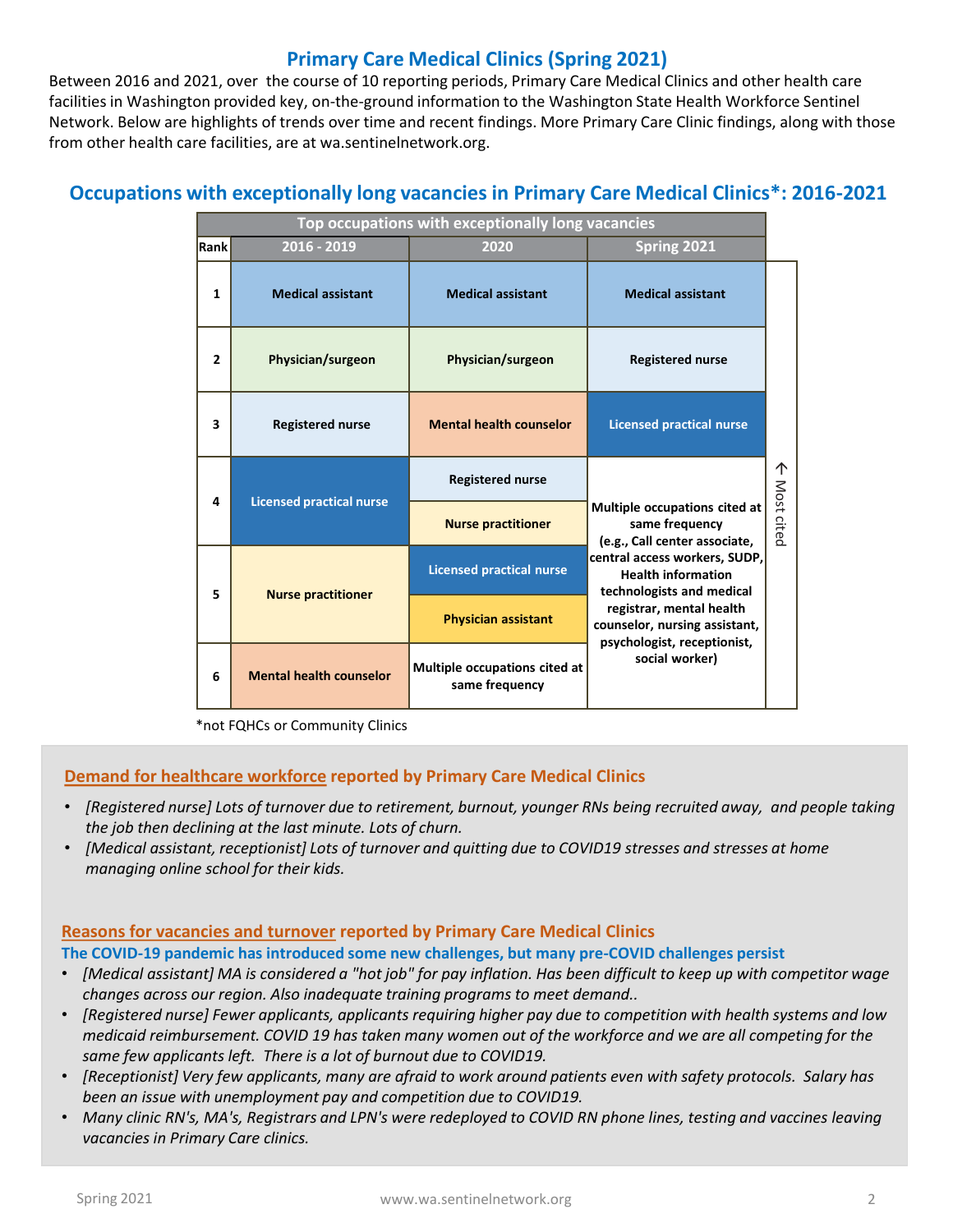## Primary Care Medical Clinics (Spring 2021)

Between 2016 and 2021, over the course of 10 reporting periods, Primary Care Medical Clinics and other health care facilities in Washington provided key, on-the-ground information to the Washington State Health Workforce Sentinel Network. Below are highlights of trends over time and recent findings. More Primary Care Clinic findings, along with those from other health care facilities, are at wa.sentinelnetwork.org.

## Occupations with exceptionally long vacancies in Primary Care Medical Clinics*: 2016-2021

| Top occupations with exceptionally long vacancies | | | |
|---|---|---|---|
| **Rank** | **2016 - 2019** | **2020** | **Spring 2021** |
| 1 | Medical assistant | Medical assistant | Medical assistant |
| 2 | Physician/surgeon | Physician/surgeon | Registered nurse |
| 3 | Registered nurse | Mental health counselor | Licensed practical nurse |
| 4 | Licensed practical nurse | Registered nurse; Nurse practitioner | Multiple occupations cited at same frequency (e.g., Call center associate, central access workers, SUDP, Health information technologists and medical registrar, mental health counselor, nursing assistant, psychologist, receptionist, social worker) |
| 5 | Nurse practitioner | Licensed practical nurse; Physician assistant | |
| 6 | Mental health counselor | Multiple occupations cited at same frequency | |

↑ Most cited

*not FQHCs or Community Clinics

### Demand for healthcare workforce reported by Primary Care Medical Clinics

- *[Registered nurse] Lots of turnover due to retirement, burnout, younger RNs being recruited away, and people taking the job then declining at the last minute. Lots of churn.*
- *[Medical assistant, receptionist] Lots of turnover and quitting due to COVID19 stresses and stresses at home managing online school for their kids.*

### Reasons for vacancies and turnover reported by Primary Care Medical Clinics

**The COVID-19 pandemic has introduced some new challenges, but many pre-COVID challenges persist**

- *[Medical assistant] MA is considered a "hot job" for pay inflation. Has been difficult to keep up with competitor wage changes across our region. Also inadequate training programs to meet demand..*
- *[Registered nurse] Fewer applicants, applicants requiring higher pay due to competition with health systems and low medicaid reimbursement. COVID 19 has taken many women out of the workforce and we are all competing for the same few applicants left. There is a lot of burnout due to COVID19.*
- *[Receptionist] Very few applicants, many are afraid to work around patients even with safety protocols. Salary has been an issue with unemployment pay and competition due to COVID19.*
- *Many clinic RN's, MA's, Registrars and LPN's were redeployed to COVID RN phone lines, testing and vaccines leaving vacancies in Primary Care clinics.*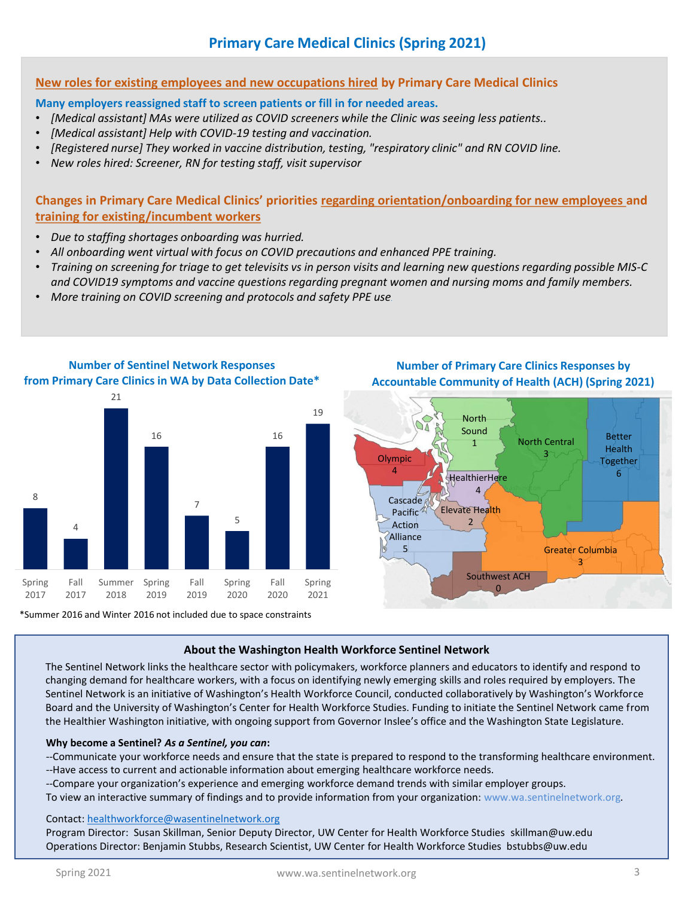## Primary Care Medical Clinics (Spring 2021)

### New roles for existing employees and new occupations hired by Primary Care Medical Clinics

**Many employers reassigned staff to screen patients or fill in for needed areas.**

- *[Medical assistant] MAs were utilized as COVID screeners while the Clinic was seeing less patients..*
- *[Medical assistant] Help with COVID-19 testing and vaccination.*
- *[Registered nurse] They worked in vaccine distribution, testing, "respiratory clinic" and RN COVID line.*
- *New roles hired: Screener, RN for testing staff, visit supervisor*

### Changes in Primary Care Medical Clinics' priorities regarding orientation/onboarding for new employees and training for existing/incumbent workers

- *Due to staffing shortages onboarding was hurried.*
- *All onboarding went virtual with focus on COVID precautions and enhanced PPE training.*
- *Training on screening for triage to get televisits vs in person visits and learning new questions regarding possible MIS-C and COVID19 symptoms and vaccine questions regarding pregnant women and nursing moms and family members.*
- *More training on COVID screening and protocols and safety PPE use.*

**Number of Sentinel Network Responses from Primary Care Clinics in WA by Data Collection Date***

Spring 2017: 8
Fall 2017: 4
Summer 2018: 21
Spring 2019: 16
Fall 2019: 7
Spring 2020: 5
Fall 2020: 16
Spring 2021: 19

*Summer 2016 and Winter 2016 not included due to space constraints

**Number of Primary Care Clinics Responses by Accountable Community of Health (ACH) (Spring 2021)**

North Sound 1
North Central 3
Better Health Together 6
Olympic 4
HealthierHere 4
Cascade Pacific Action Alliance 5
Elevate Health 2
Greater Columbia 3
Southwest ACH 0

### About the Washington Health Workforce Sentinel Network

The Sentinel Network links the healthcare sector with policymakers, workforce planners and educators to identify and respond to changing demand for healthcare workers, with a focus on identifying newly emerging skills and roles required by employers. The Sentinel Network is an initiative of Washington's Health Workforce Council, conducted collaboratively by Washington's Workforce Board and the University of Washington's Center for Health Workforce Studies. Funding to initiate the Sentinel Network came from the Healthier Washington initiative, with ongoing support from Governor Inslee's office and the Washington State Legislature.

**Why become a Sentinel? *As a Sentinel, you can*:**

--Communicate your workforce needs and ensure that the state is prepared to respond to the transforming healthcare environment.
--Have access to current and actionable information about emerging healthcare workforce needs.
--Compare your organization's experience and emerging workforce demand trends with similar employer groups.
To view an interactive summary of findings and to provide information from your organization: www.wa.sentinelnetwork.org.

Contact: healthworkforce@wasentinelnetwork.org
Program Director: Susan Skillman, Senior Deputy Director, UW Center for Health Workforce Studies skillman@uw.edu
Operations Director: Benjamin Stubbs, Research Scientist, UW Center for Health Workforce Studies bstubbs@uw.edu